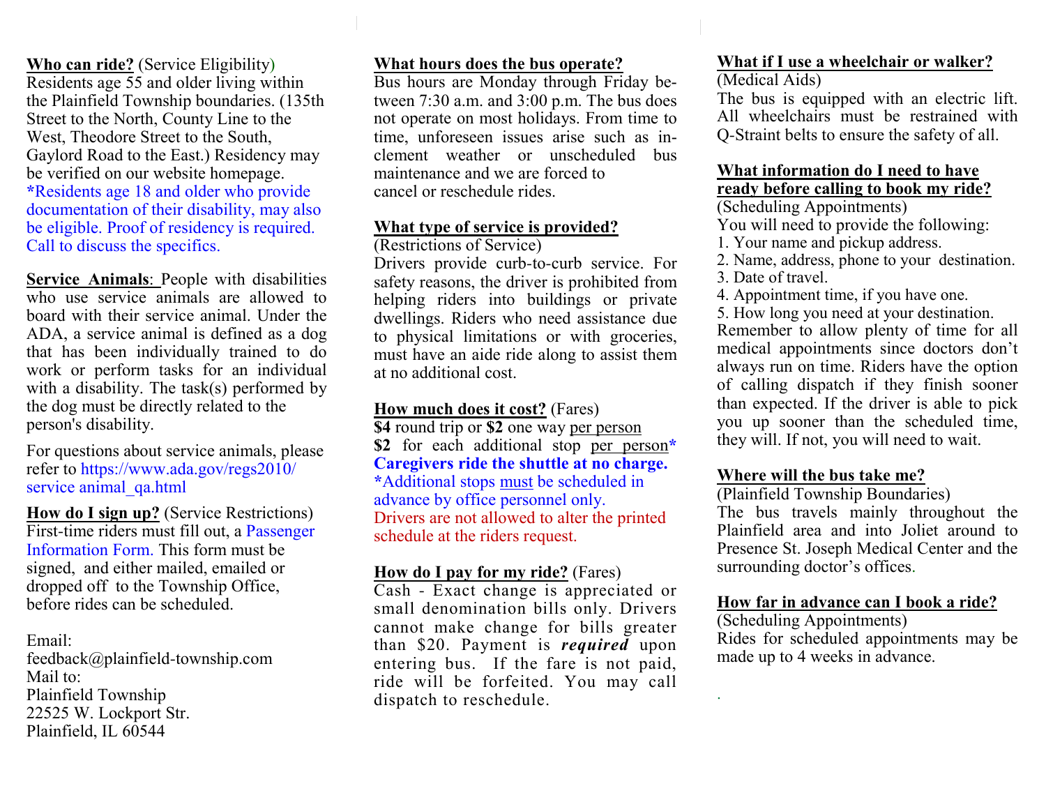**Who can ride?** (Service Eligibility)
Residents age 55 and older living within the Plainfield Township boundaries. (135th Street to the North, County Line to the West, Theodore Street to the South, Gaylord Road to the East.) Residency may be verified on our website homepage.
***Residents age 18 and older who provide documentation of their disability, may also be eligible. Proof of residency is required. Call to discuss the specifics.**

**Service Animals**: People with disabilities who use service animals are allowed to board with their service animal. Under the ADA, a service animal is defined as a dog that has been individually trained to do work or perform tasks for an individual with a disability. The task(s) performed by the dog must be directly related to the person's disability.

For questions about service animals, please refer to https://www.ada.gov/regs2010/service animal_qa.html

**How do I sign up?** (Service Restrictions)
First-time riders must fill out, a Passenger Information Form. This form must be signed, and either mailed, emailed or dropped off to the Township Office, before rides can be scheduled.

Email:
feedback@plainfield-township.com
Mail to:
Plainfield Township
22525 W. Lockport Str.
Plainfield, IL 60544

**What hours does the bus operate?**
Bus hours are Monday through Friday between 7:30 a.m. and 3:00 p.m. The bus does not operate on most holidays. From time to time, unforeseen issues arise such as inclement weather or unscheduled bus maintenance and we are forced to cancel or reschedule rides.

**What type of service is provided?**
(Restrictions of Service)
Drivers provide curb-to-curb service. For safety reasons, the driver is prohibited from helping riders into buildings or private dwellings. Riders who need assistance due to physical limitations or with groceries, must have an aide ride along to assist them at no additional cost.

**How much does it cost?** (Fares)
**$4** round trip or **$2** one way per person
**$2** for each additional stop per person*
**Caregivers ride the shuttle at no charge.**
*Additional stops must be scheduled in advance by office personnel only.
Drivers are not allowed to alter the printed schedule at the riders request.

**How do I pay for my ride?** (Fares)
Cash - Exact change is appreciated or small denomination bills only. Drivers cannot make change for bills greater than $20. Payment is ***required*** upon entering bus. If the fare is not paid, ride will be forfeited. You may call dispatch to reschedule.

**What if I use a wheelchair or walker?**
(Medical Aids)
The bus is equipped with an electric lift. All wheelchairs must be restrained with Q-Straint belts to ensure the safety of all.

**What information do I need to have ready before calling to book my ride?**
(Scheduling Appointments)
You will need to provide the following:
1. Your name and pickup address.
2. Name, address, phone to your destination.
3. Date of travel.
4. Appointment time, if you have one.
5. How long you need at your destination.

Remember to allow plenty of time for all medical appointments since doctors don't always run on time. Riders have the option of calling dispatch if they finish sooner than expected. If the driver is able to pick you up sooner than the scheduled time, they will. If not, you will need to wait.

**Where will the bus take me?**
(Plainfield Township Boundaries)
The bus travels mainly throughout the Plainfield area and into Joliet around to Presence St. Joseph Medical Center and the surrounding doctor's offices.

**How far in advance can I book a ride?**
(Scheduling Appointments)
Rides for scheduled appointments may be made up to 4 weeks in advance.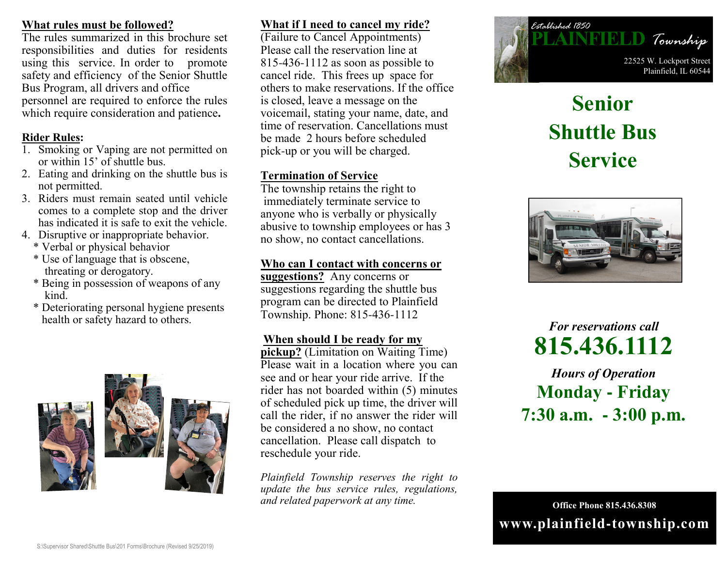## What rules must be followed?

The rules summarized in this brochure set responsibilities and duties for residents using this service. In order to promote safety and efficiency of the Senior Shuttle Bus Program, all drivers and office personnel are required to enforce the rules which require consideration and patience**.**

**Rider Rules:**

1. Smoking or Vaping are not permitted on or within 15' of shuttle bus.
2. Eating and drinking on the shuttle bus is not permitted.
3. Riders must remain seated until vehicle comes to a complete stop and the driver has indicated it is safe to exit the vehicle.
4. Disruptive or inappropriate behavior.
   * Verbal or physical behavior
   * Use of language that is obscene, threating or derogatory.
   * Being in possession of weapons of any kind.
   * Deteriorating personal hygiene presents health or safety hazard to others.

## What if I need to cancel my ride?

(Failure to Cancel Appointments)
Please call the reservation line at 815-436-1112 as soon as possible to cancel ride. This frees up space for others to make reservations. If the office is closed, leave a message on the voicemail, stating your name, date, and time of reservation. Cancellations must be made 2 hours before scheduled pick-up or you will be charged.

## Termination of Service

The township retains the right to immediately terminate service to anyone who is verbally or physically abusive to township employees or has 3 no show, no contact cancellations.

## Who can I contact with concerns or suggestions?

Any concerns or suggestions regarding the shuttle bus program can be directed to Plainfield Township. Phone: 815-436-1112

## When should I be ready for my pickup?

(Limitation on Waiting Time)
Please wait in a location where you can see and or hear your ride arrive. If the rider has not boarded within (5) minutes of scheduled pick up time, the driver will call the rider, if no answer the rider will be considered a no show, no contact cancellation. Please call dispatch to reschedule your ride.

*Plainfield Township reserves the right to update the bus service rules, regulations, and related paperwork at any time.*

*Established 1850*
**PLAINFIELD** *Township*
22525 W. Lockport Street
Plainfield, IL 60544

# Senior Shuttle Bus Service

*For reservations call*
**815.436.1112**

*Hours of Operation*
**Monday - Friday**
**7:30 a.m. - 3:00 p.m.**

**Office Phone 815.436.8308**
**www.plainfield-township.com**

S:\Supervisor Shared\Shuttle Bus\201 Forms\Brochure (Revised 9/25/2019)